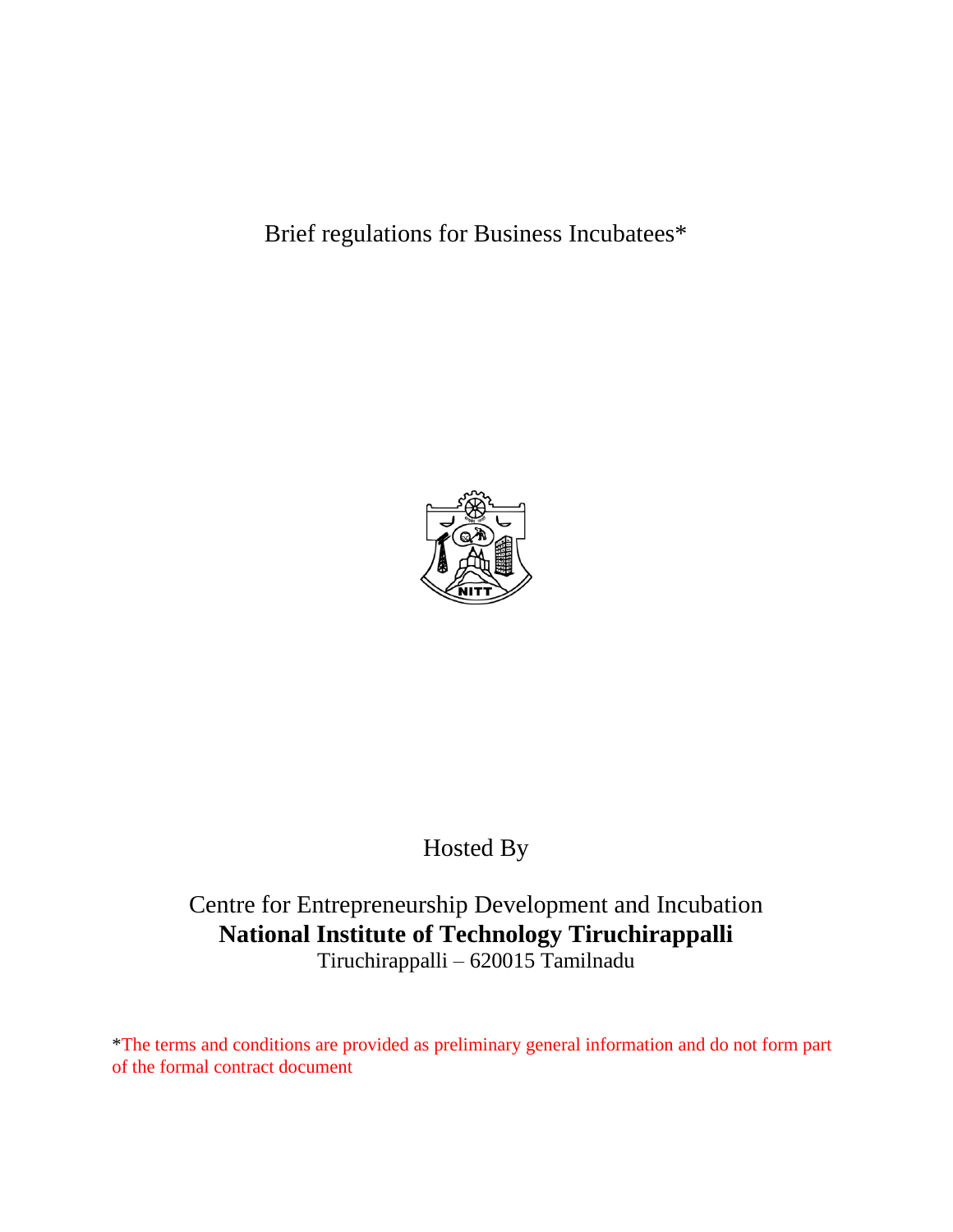# Brief regulations for Business Incubatees*

Hosted By

Centre for Entrepreneurship Development and Incubation
**National Institute of Technology Tiruchirappalli**
Tiruchirappalli – 620015 Tamilnadu

*The terms and conditions are provided as preliminary general information and do not form part of the formal contract document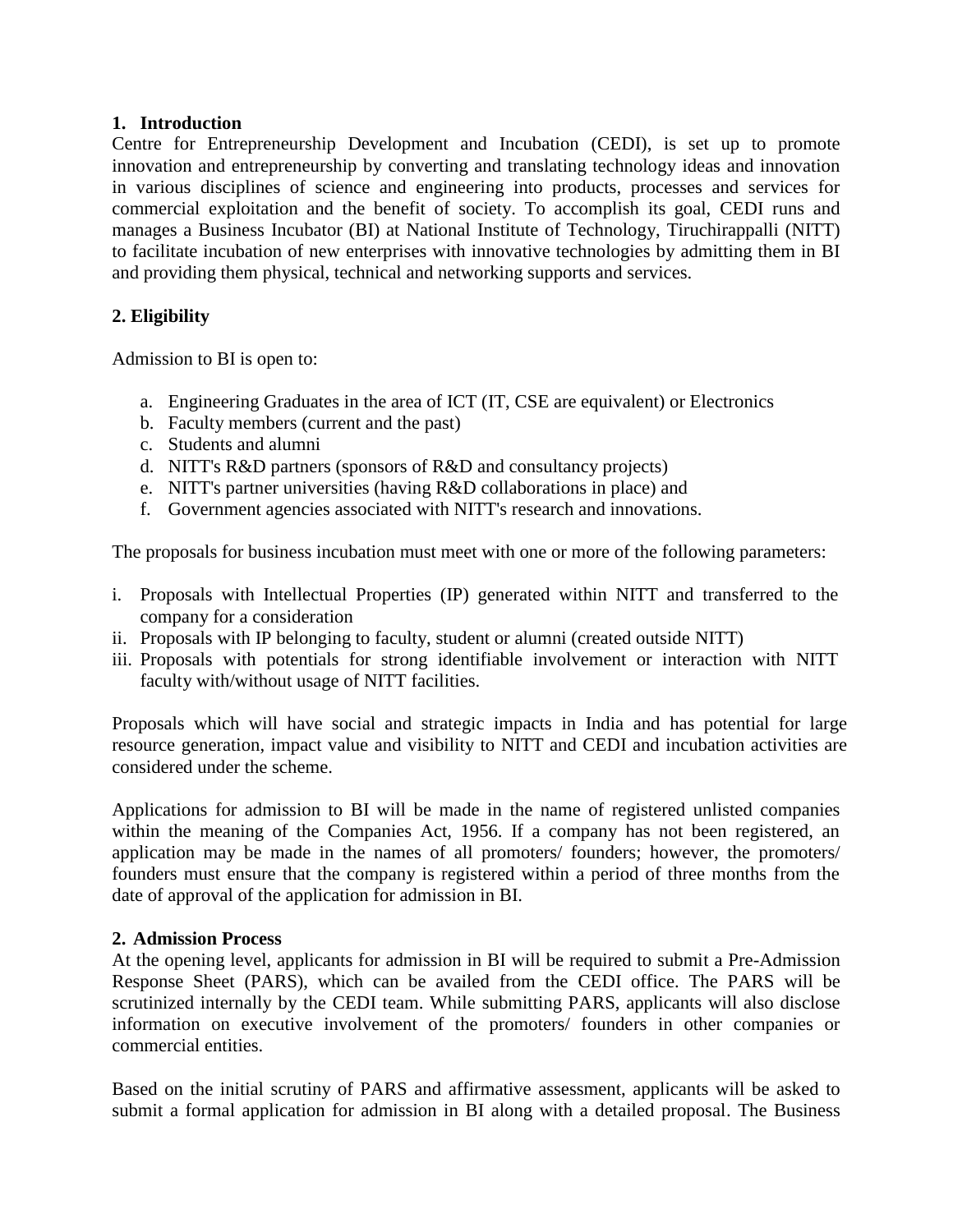## 1. Introduction

Centre for Entrepreneurship Development and Incubation (CEDI), is set up to promote innovation and entrepreneurship by converting and translating technology ideas and innovation in various disciplines of science and engineering into products, processes and services for commercial exploitation and the benefit of society. To accomplish its goal, CEDI runs and manages a Business Incubator (BI) at National Institute of Technology, Tiruchirappalli (NITT) to facilitate incubation of new enterprises with innovative technologies by admitting them in BI and providing them physical, technical and networking supports and services.

## 2. Eligibility

Admission to BI is open to:

a. Engineering Graduates in the area of ICT (IT, CSE are equivalent) or Electronics
b. Faculty members (current and the past)
c. Students and alumni
d. NITT's R&D partners (sponsors of R&D and consultancy projects)
e. NITT's partner universities (having R&D collaborations in place) and
f. Government agencies associated with NITT's research and innovations.

The proposals for business incubation must meet with one or more of the following parameters:

i. Proposals with Intellectual Properties (IP) generated within NITT and transferred to the company for a consideration
ii. Proposals with IP belonging to faculty, student or alumni (created outside NITT)
iii. Proposals with potentials for strong identifiable involvement or interaction with NITT faculty with/without usage of NITT facilities.

Proposals which will have social and strategic impacts in India and has potential for large resource generation, impact value and visibility to NITT and CEDI and incubation activities are considered under the scheme.

Applications for admission to BI will be made in the name of registered unlisted companies within the meaning of the Companies Act, 1956. If a company has not been registered, an application may be made in the names of all promoters/ founders; however, the promoters/ founders must ensure that the company is registered within a period of three months from the date of approval of the application for admission in BI.

## 2. Admission Process

At the opening level, applicants for admission in BI will be required to submit a Pre-Admission Response Sheet (PARS), which can be availed from the CEDI office. The PARS will be scrutinized internally by the CEDI team. While submitting PARS, applicants will also disclose information on executive involvement of the promoters/ founders in other companies or commercial entities.

Based on the initial scrutiny of PARS and affirmative assessment, applicants will be asked to submit a formal application for admission in BI along with a detailed proposal. The Business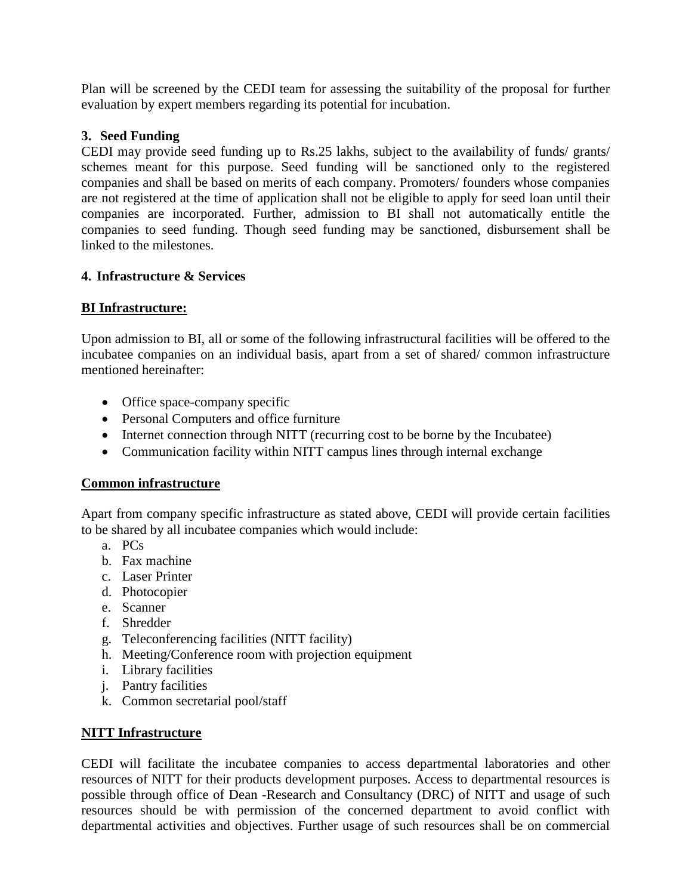Plan will be screened by the CEDI team for assessing the suitability of the proposal for further evaluation by expert members regarding its potential for incubation.

### 3. Seed Funding

CEDI may provide seed funding up to Rs.25 lakhs, subject to the availability of funds/ grants/ schemes meant for this purpose. Seed funding will be sanctioned only to the registered companies and shall be based on merits of each company. Promoters/ founders whose companies are not registered at the time of application shall not be eligible to apply for seed loan until their companies are incorporated. Further, admission to BI shall not automatically entitle the companies to seed funding. Though seed funding may be sanctioned, disbursement shall be linked to the milestones.

### 4. Infrastructure & Services

**BI Infrastructure:**

Upon admission to BI, all or some of the following infrastructural facilities will be offered to the incubatee companies on an individual basis, apart from a set of shared/ common infrastructure mentioned hereinafter:

- Office space-company specific
- Personal Computers and office furniture
- Internet connection through NITT (recurring cost to be borne by the Incubatee)
- Communication facility within NITT campus lines through internal exchange

**Common infrastructure**

Apart from company specific infrastructure as stated above, CEDI will provide certain facilities to be shared by all incubatee companies which would include:

a. PCs
b. Fax machine
c. Laser Printer
d. Photocopier
e. Scanner
f. Shredder
g. Teleconferencing facilities (NITT facility)
h. Meeting/Conference room with projection equipment
i. Library facilities
j. Pantry facilities
k. Common secretarial pool/staff

**NITT Infrastructure**

CEDI will facilitate the incubatee companies to access departmental laboratories and other resources of NITT for their products development purposes. Access to departmental resources is possible through office of Dean -Research and Consultancy (DRC) of NITT and usage of such resources should be with permission of the concerned department to avoid conflict with departmental activities and objectives. Further usage of such resources shall be on commercial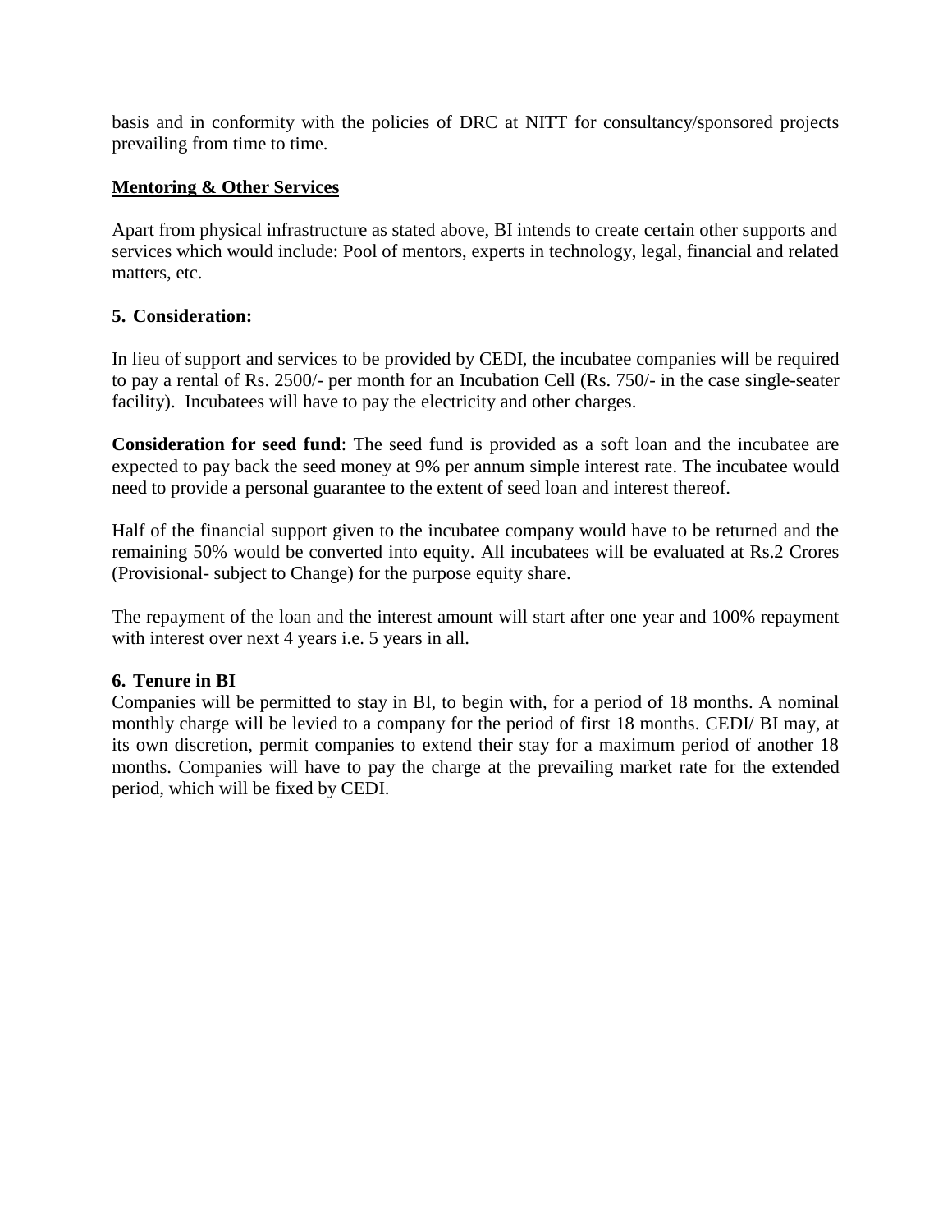basis and in conformity with the policies of DRC at NITT for consultancy/sponsored projects prevailing from time to time.

**Mentoring & Other Services**

Apart from physical infrastructure as stated above, BI intends to create certain other supports and services which would include: Pool of mentors, experts in technology, legal, financial and related matters, etc.

**5. Consideration:**

In lieu of support and services to be provided by CEDI, the incubatee companies will be required to pay a rental of Rs. 2500/- per month for an Incubation Cell (Rs. 750/- in the case single-seater facility). Incubatees will have to pay the electricity and other charges.

**Consideration for seed fund**: The seed fund is provided as a soft loan and the incubatee are expected to pay back the seed money at 9% per annum simple interest rate. The incubatee would need to provide a personal guarantee to the extent of seed loan and interest thereof.

Half of the financial support given to the incubatee company would have to be returned and the remaining 50% would be converted into equity. All incubatees will be evaluated at Rs.2 Crores (Provisional- subject to Change) for the purpose equity share.

The repayment of the loan and the interest amount will start after one year and 100% repayment with interest over next 4 years i.e. 5 years in all.

**6. Tenure in BI**

Companies will be permitted to stay in BI, to begin with, for a period of 18 months. A nominal monthly charge will be levied to a company for the period of first 18 months. CEDI/ BI may, at its own discretion, permit companies to extend their stay for a maximum period of another 18 months. Companies will have to pay the charge at the prevailing market rate for the extended period, which will be fixed by CEDI.